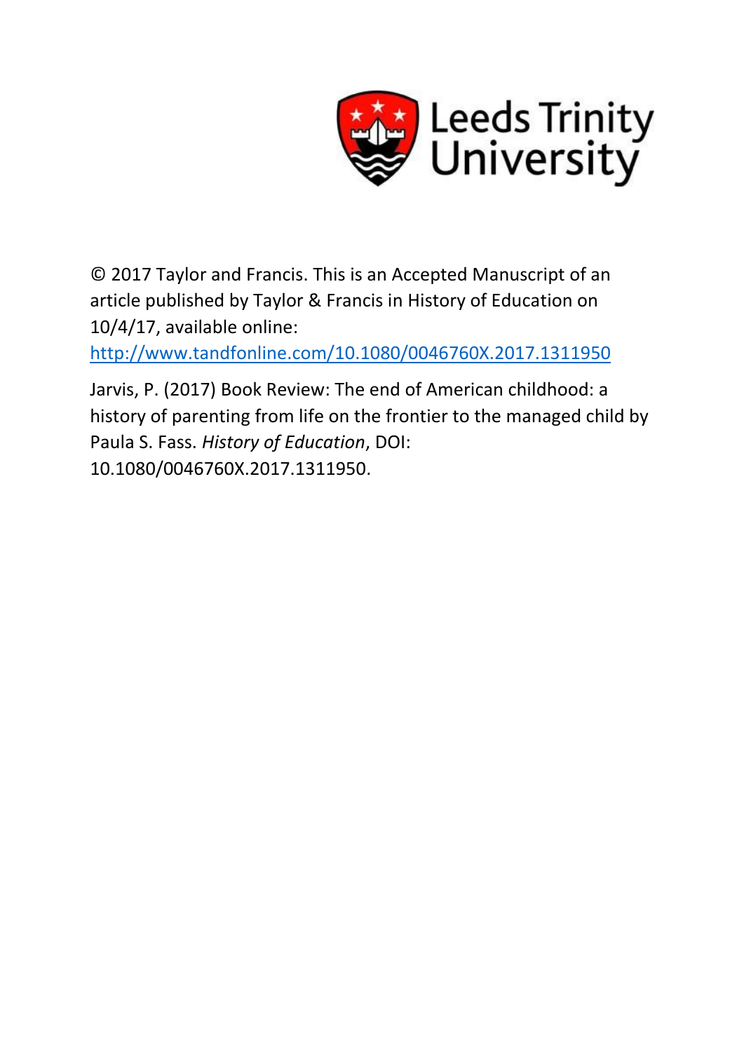Leeds Trinity University

© 2017 Taylor and Francis. This is an Accepted Manuscript of an article published by Taylor & Francis in History of Education on 10/4/17, available online: [http://www.tandfonline.com/10.1080/0046760X.2017.1311950](http://www.tandfonline.com/10.1080/0046760X.2017.1311950)

Jarvis, P. (2017) Book Review: The end of American childhood: a history of parenting from life on the frontier to the managed child by Paula S. Fass. *History of Education*, DOI: 10.1080/0046760X.2017.1311950.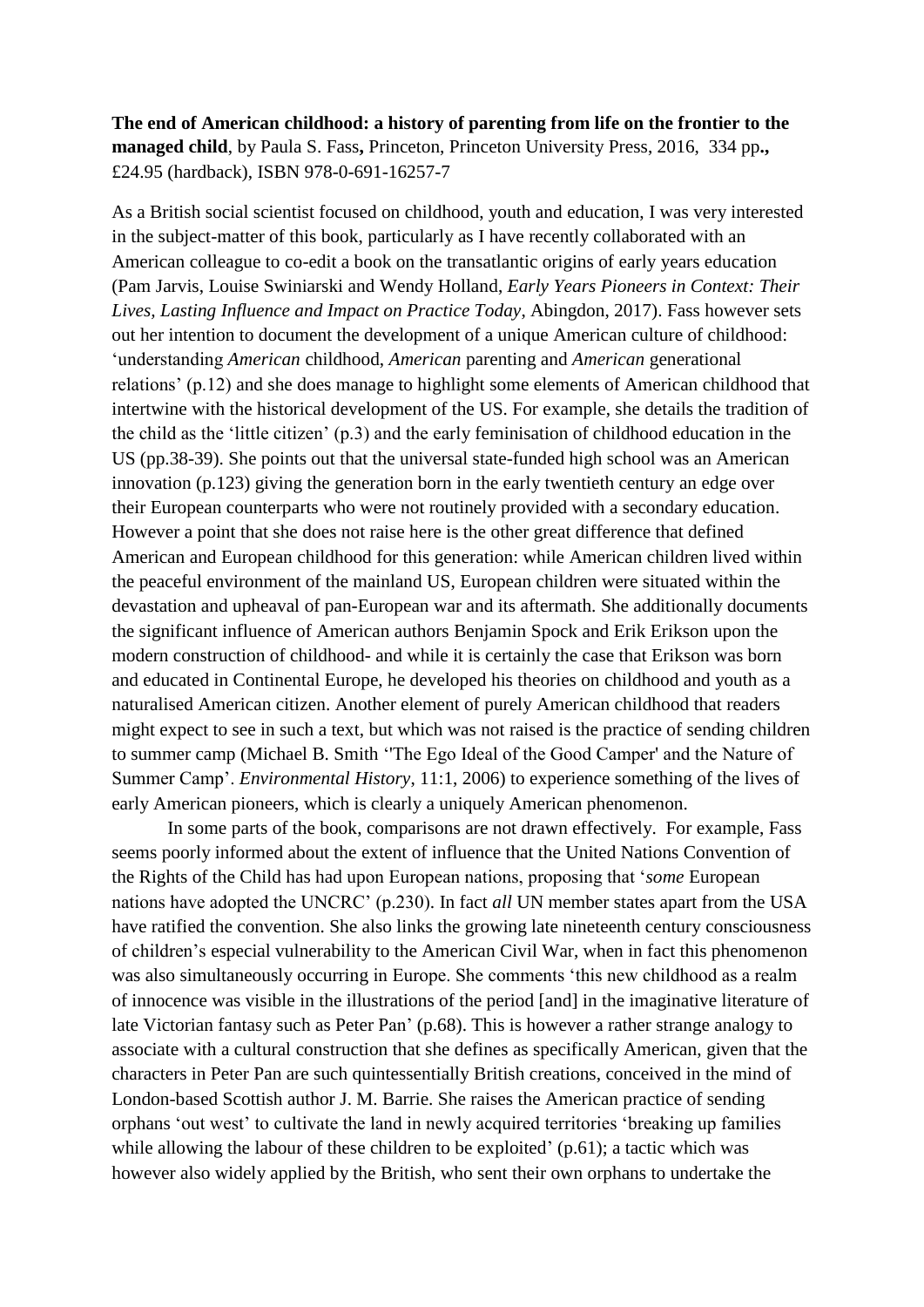**The end of American childhood: a history of parenting from life on the frontier to the managed child**, by Paula S. Fass**,** Princeton, Princeton University Press, 2016, 334 pp**.,** £24.95 (hardback), ISBN 978-0-691-16257-7

As a British social scientist focused on childhood, youth and education, I was very interested in the subject-matter of this book, particularly as I have recently collaborated with an American colleague to co-edit a book on the transatlantic origins of early years education (Pam Jarvis, Louise Swiniarski and Wendy Holland, *Early Years Pioneers in Context: Their Lives, Lasting Influence and Impact on Practice Today*, Abingdon, 2017). Fass however sets out her intention to document the development of a unique American culture of childhood: 'understanding *American* childhood, *American* parenting and *American* generational relations' (p.12) and she does manage to highlight some elements of American childhood that intertwine with the historical development of the US. For example, she details the tradition of the child as the 'little citizen' (p.3) and the early feminisation of childhood education in the US (pp.38-39). She points out that the universal state-funded high school was an American innovation (p.123) giving the generation born in the early twentieth century an edge over their European counterparts who were not routinely provided with a secondary education. However a point that she does not raise here is the other great difference that defined American and European childhood for this generation: while American children lived within the peaceful environment of the mainland US, European children were situated within the devastation and upheaval of pan-European war and its aftermath. She additionally documents the significant influence of American authors Benjamin Spock and Erik Erikson upon the modern construction of childhood- and while it is certainly the case that Erikson was born and educated in Continental Europe, he developed his theories on childhood and youth as a naturalised American citizen. Another element of purely American childhood that readers might expect to see in such a text, but which was not raised is the practice of sending children to summer camp (Michael B. Smith ''The Ego Ideal of the Good Camper' and the Nature of Summer Camp'. *Environmental History*, 11:1, 2006) to experience something of the lives of early American pioneers, which is clearly a uniquely American phenomenon.

In some parts of the book, comparisons are not drawn effectively. For example, Fass seems poorly informed about the extent of influence that the United Nations Convention of the Rights of the Child has had upon European nations, proposing that '*some* European nations have adopted the UNCRC' (p.230). In fact *all* UN member states apart from the USA have ratified the convention. She also links the growing late nineteenth century consciousness of children's especial vulnerability to the American Civil War, when in fact this phenomenon was also simultaneously occurring in Europe. She comments 'this new childhood as a realm of innocence was visible in the illustrations of the period [and] in the imaginative literature of late Victorian fantasy such as Peter Pan' (p.68). This is however a rather strange analogy to associate with a cultural construction that she defines as specifically American, given that the characters in Peter Pan are such quintessentially British creations, conceived in the mind of London-based Scottish author J. M. Barrie. She raises the American practice of sending orphans 'out west' to cultivate the land in newly acquired territories 'breaking up families while allowing the labour of these children to be exploited' (p.61); a tactic which was however also widely applied by the British, who sent their own orphans to undertake the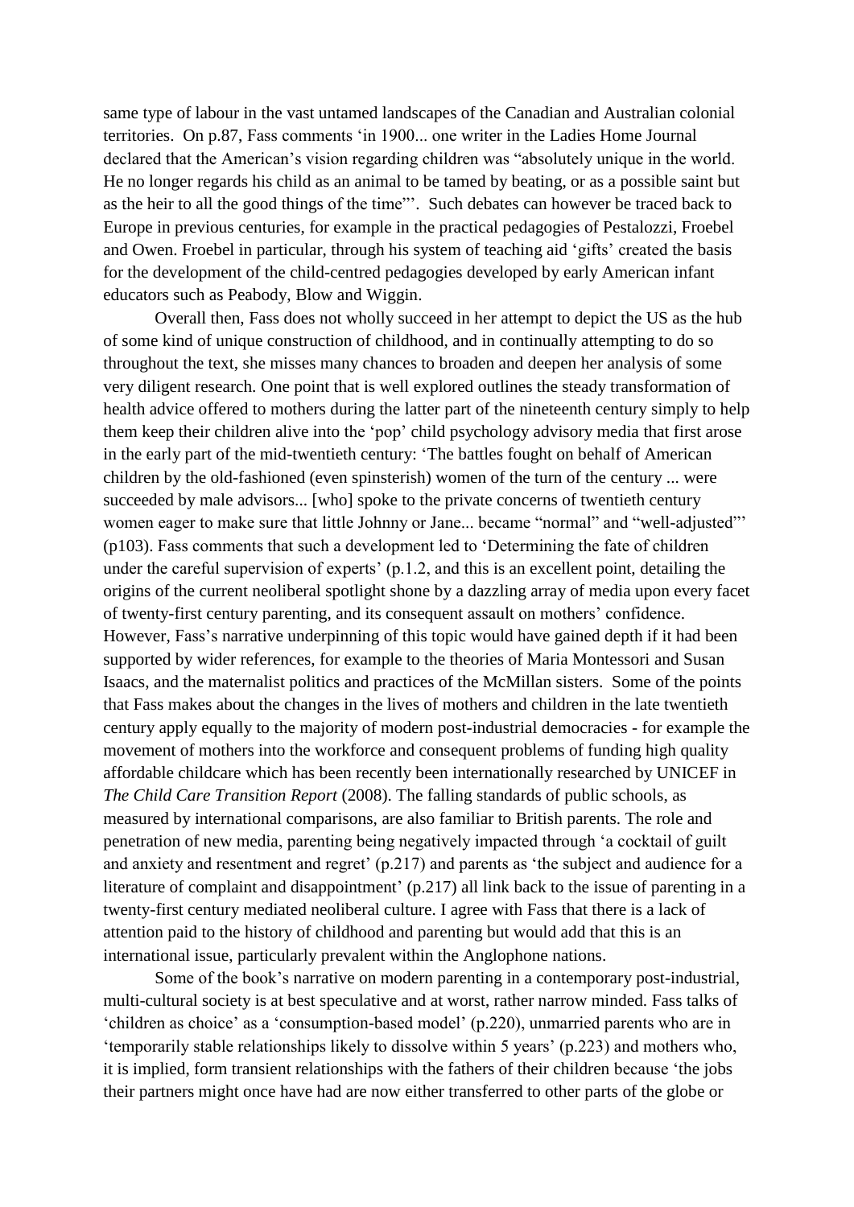same type of labour in the vast untamed landscapes of the Canadian and Australian colonial territories. On p.87, Fass comments 'in 1900... one writer in the Ladies Home Journal declared that the American's vision regarding children was "absolutely unique in the world. He no longer regards his child as an animal to be tamed by beating, or as a possible saint but as the heir to all the good things of the time"'. Such debates can however be traced back to Europe in previous centuries, for example in the practical pedagogies of Pestalozzi, Froebel and Owen. Froebel in particular, through his system of teaching aid 'gifts' created the basis for the development of the child-centred pedagogies developed by early American infant educators such as Peabody, Blow and Wiggin.

Overall then, Fass does not wholly succeed in her attempt to depict the US as the hub of some kind of unique construction of childhood, and in continually attempting to do so throughout the text, she misses many chances to broaden and deepen her analysis of some very diligent research. One point that is well explored outlines the steady transformation of health advice offered to mothers during the latter part of the nineteenth century simply to help them keep their children alive into the 'pop' child psychology advisory media that first arose in the early part of the mid-twentieth century: 'The battles fought on behalf of American children by the old-fashioned (even spinsterish) women of the turn of the century ... were succeeded by male advisors... [who] spoke to the private concerns of twentieth century women eager to make sure that little Johnny or Jane... became "normal" and "well-adjusted"' (p103). Fass comments that such a development led to 'Determining the fate of children under the careful supervision of experts' (p.1.2, and this is an excellent point, detailing the origins of the current neoliberal spotlight shone by a dazzling array of media upon every facet of twenty-first century parenting, and its consequent assault on mothers' confidence. However, Fass's narrative underpinning of this topic would have gained depth if it had been supported by wider references, for example to the theories of Maria Montessori and Susan Isaacs, and the maternalist politics and practices of the McMillan sisters. Some of the points that Fass makes about the changes in the lives of mothers and children in the late twentieth century apply equally to the majority of modern post-industrial democracies - for example the movement of mothers into the workforce and consequent problems of funding high quality affordable childcare which has been recently been internationally researched by UNICEF in *The Child Care Transition Report* (2008). The falling standards of public schools, as measured by international comparisons, are also familiar to British parents. The role and penetration of new media, parenting being negatively impacted through 'a cocktail of guilt and anxiety and resentment and regret' (p.217) and parents as 'the subject and audience for a literature of complaint and disappointment' (p.217) all link back to the issue of parenting in a twenty-first century mediated neoliberal culture. I agree with Fass that there is a lack of attention paid to the history of childhood and parenting but would add that this is an international issue, particularly prevalent within the Anglophone nations.

Some of the book's narrative on modern parenting in a contemporary post-industrial, multi-cultural society is at best speculative and at worst, rather narrow minded. Fass talks of 'children as choice' as a 'consumption-based model' (p.220), unmarried parents who are in 'temporarily stable relationships likely to dissolve within 5 years' (p.223) and mothers who, it is implied, form transient relationships with the fathers of their children because 'the jobs their partners might once have had are now either transferred to other parts of the globe or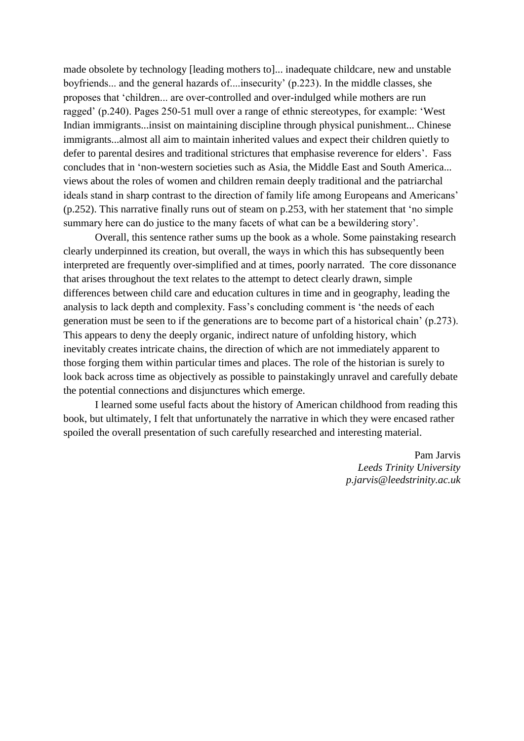made obsolete by technology [leading mothers to]... inadequate childcare, new and unstable boyfriends... and the general hazards of....insecurity' (p.223). In the middle classes, she proposes that 'children... are over-controlled and over-indulged while mothers are run ragged' (p.240). Pages 250-51 mull over a range of ethnic stereotypes, for example: 'West Indian immigrants...insist on maintaining discipline through physical punishment... Chinese immigrants...almost all aim to maintain inherited values and expect their children quietly to defer to parental desires and traditional strictures that emphasise reverence for elders'. Fass concludes that in 'non-western societies such as Asia, the Middle East and South America... views about the roles of women and children remain deeply traditional and the patriarchal ideals stand in sharp contrast to the direction of family life among Europeans and Americans' (p.252). This narrative finally runs out of steam on p.253, with her statement that 'no simple summary here can do justice to the many facets of what can be a bewildering story'.

Overall, this sentence rather sums up the book as a whole. Some painstaking research clearly underpinned its creation, but overall, the ways in which this has subsequently been interpreted are frequently over-simplified and at times, poorly narrated. The core dissonance that arises throughout the text relates to the attempt to detect clearly drawn, simple differences between child care and education cultures in time and in geography, leading the analysis to lack depth and complexity. Fass's concluding comment is 'the needs of each generation must be seen to if the generations are to become part of a historical chain' (p.273). This appears to deny the deeply organic, indirect nature of unfolding history, which inevitably creates intricate chains, the direction of which are not immediately apparent to those forging them within particular times and places. The role of the historian is surely to look back across time as objectively as possible to painstakingly unravel and carefully debate the potential connections and disjunctures which emerge.

I learned some useful facts about the history of American childhood from reading this book, but ultimately, I felt that unfortunately the narrative in which they were encased rather spoiled the overall presentation of such carefully researched and interesting material.

Pam Jarvis
*Leeds Trinity University*
*p.jarvis@leedstrinity.ac.uk*